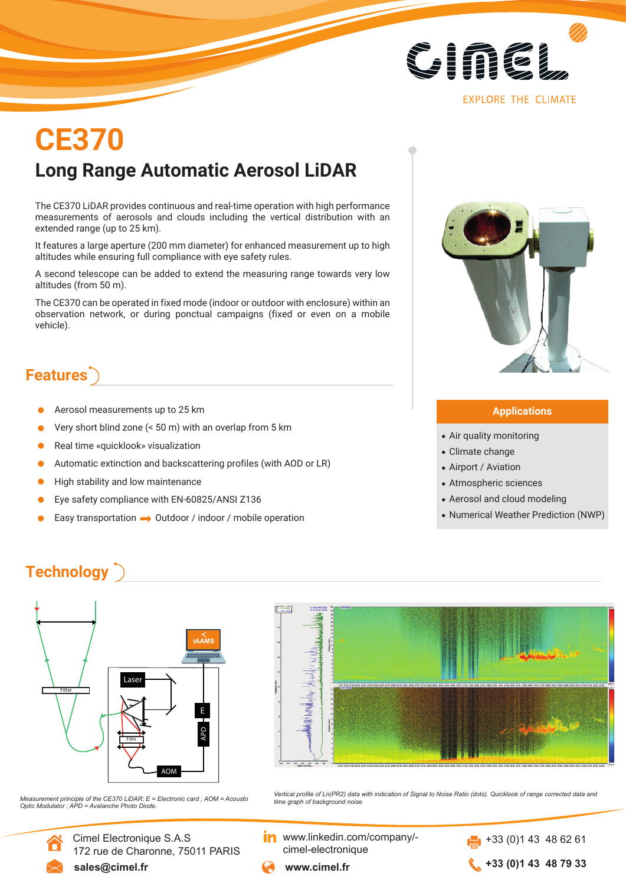CIMEL

EXPLORE THE CLIMATE

# CE370

## Long Range Automatic Aerosol LiDAR

The CE370 LiDAR provides continuous and real-time operation with high performance measurements of aerosols and clouds including the vertical distribution with an extended range (up to 25 km).

It features a large aperture (200 mm diameter) for enhanced measurement up to high altitudes while ensuring full compliance with eye safety rules.

A second telescope can be added to extend the measuring range towards very low altitudes (from 50 m).

The CE370 can be operated in fixed mode (indoor or outdoor with enclosure) within an observation network, or during ponctual campaigns (fixed or even on a mobile vehicle).

## Features

- Aerosol measurements up to 25 km
- Very short blind zone (< 50 m) with an overlap from 5 km
- Real time «quicklook» visualization
- Automatic extinction and backscattering profiles (with AOD or LR)
- High stability and low maintenance
- Eye safety compliance with EN-60825/ANSI Z136
- Easy transportation ➡ Outdoor / indoor / mobile operation

### Applications

- Air quality monitoring
- Climate change
- Airport / Aviation
- Atmospheric sciences
- Aerosol and cloud modeling
- Numerical Weather Prediction (NWP)

## Technology

*Measurement principle of the CE370 LiDAR: E = Electronic card ; AOM = Acousto Optic Modulator ; APD = Avalanche Photo Diode.*

*Vertical profile of Ln(PR2) data with indication of Signal to Noise Ratio (dots). Quicklook of range corrected data and time graph of background noise*

Cimel Electronique S.A.S
172 rue de Charonne, 75011 PARIS

**sales@cimel.fr**

www.linkedin.com/company/-cimel-electronique

**www.cimel.fr**

+33 (0)1 43 48 62 61

**+33 (0)1 43 48 79 33**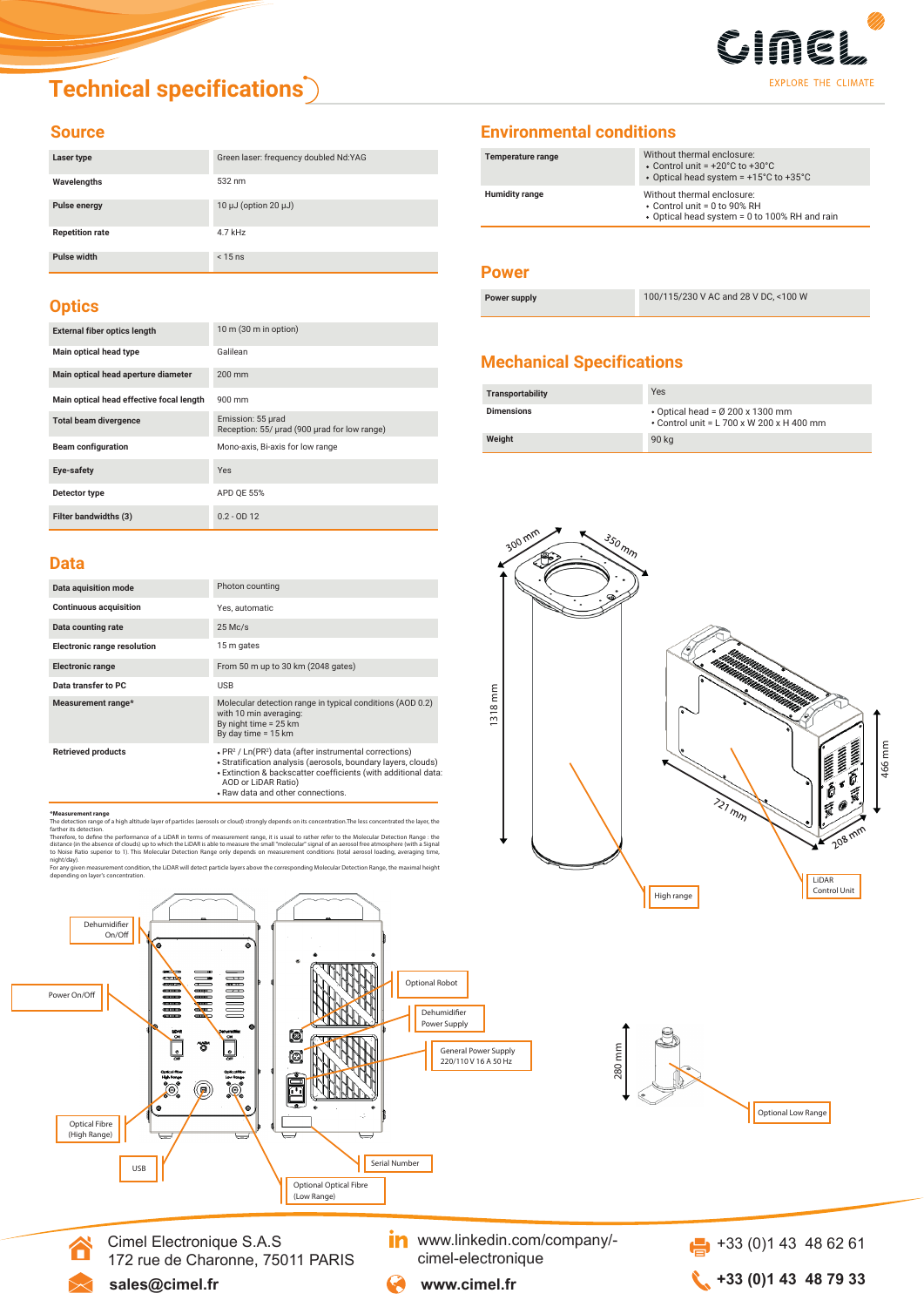# Technical specifications

EXPLORE THE CLIMATE

## Source

| | |
|---|---|
| Laser type | Green laser: frequency doubled Nd:YAG |
| Wavelengths | 532 nm |
| Pulse energy | 10 µJ (option 20 µJ) |
| Repetition rate | 4.7 kHz |
| Pulse width | < 15 ns |

## Optics

| | |
|---|---|
| External fiber optics length | 10 m (30 m in option) |
| Main optical head type | Galilean |
| Main optical head aperture diameter | 200 mm |
| Main optical head effective focal length | 900 mm |
| Total beam divergence | Emission: 55 µrad<br>Reception: 55/ µrad (900 µrad for low range) |
| Beam configuration | Mono-axis, Bi-axis for low range |
| Eye-safety | Yes |
| Detector type | APD QE 55% |
| Filter bandwidths (3) | 0.2 - OD 12 |

## Data

| | |
|---|---|
| Data aquisition mode | Photon counting |
| Continuous acquisition | Yes, automatic |
| Data counting rate | 25 Mc/s |
| Electronic range resolution | 15 m gates |
| Electronic range | From 50 m up to 30 km (2048 gates) |
| Data transfer to PC | USB |
| Measurement range* | Molecular detection range in typical conditions (AOD 0.2) with 10 min averaging:<br>By night time = 25 km<br>By day time = 15 km |
| Retrieved products | • $PR^2$ / $Ln(PR^2)$ data (after instrumental corrections)<br>• Stratification analysis (aerosols, boundary layers, clouds)<br>• Extinction & backscatter coefficients (with additional data: AOD or LiDAR Ratio)<br>• Raw data and other connections. |

***Measurement range**
The detection range of a high altitude layer of particles (aerosols or cloud) strongly depends on its concentration.The less concentrated the layer, the farther its detection.
Therefore, to define the performance of a LiDAR in terms of measurement range, it is usual to rather refer to the Molecular Detection Range : the distance (in the absence of clouds) up to which the LiDAR is able to measure the small "molecular" signal of an aerosol free atmosphere (with a Signal to Noise Ratio superior to 1). This Molecular Detection Range depends on measurement conditions (total aerosol loading, averaging time, night/day).
For any given measurement condition, the LiDAR will detect particle layers above the corresponding Molecular Detection Range, the maximal height depending on layer's concentration.

## Environmental conditions

| | |
|---|---|
| Temperature range | Without thermal enclosure:<br>• Control unit = +20°C to +30°C<br>• Optical head system = +15°C to +35°C |
| Humidity range | Without thermal enclosure:<br>• Control unit = 0 to 90% RH<br>• Optical head system = 0 to 100% RH and rain |

## Power

| | |
|---|---|
| Power supply | 100/115/230 V AC and 28 V DC, <100 W |

## Mechanical Specifications

| | |
|---|---|
| Transportability | Yes |
| Dimensions | • Optical head = Ø 200 x 1300 mm<br>• Control unit = L 700 x W 200 x H 400 mm |
| Weight | 90 kg |

300 mm
350 mm
1318 mm
721 mm
208 mm
466 mm
High range
LiDAR Control Unit

Dehumidifier On/Off
Power On/Off
Optical Fibre (High Range)
USB
Optional Optical Fibre (Low Range)
Serial Number
Optional Robot
Dehumidifier Power Supply
General Power Supply 220/110 V 16 A 50 Hz
280 mm
Optional Low Range

Cimel Electronique S.A.S
172 rue de Charonne, 75011 PARIS
sales@cimel.fr
www.linkedin.com/company/-cimel-electronique
www.cimel.fr
+33 (0)1 43 48 62 61
+33 (0)1 43 48 79 33